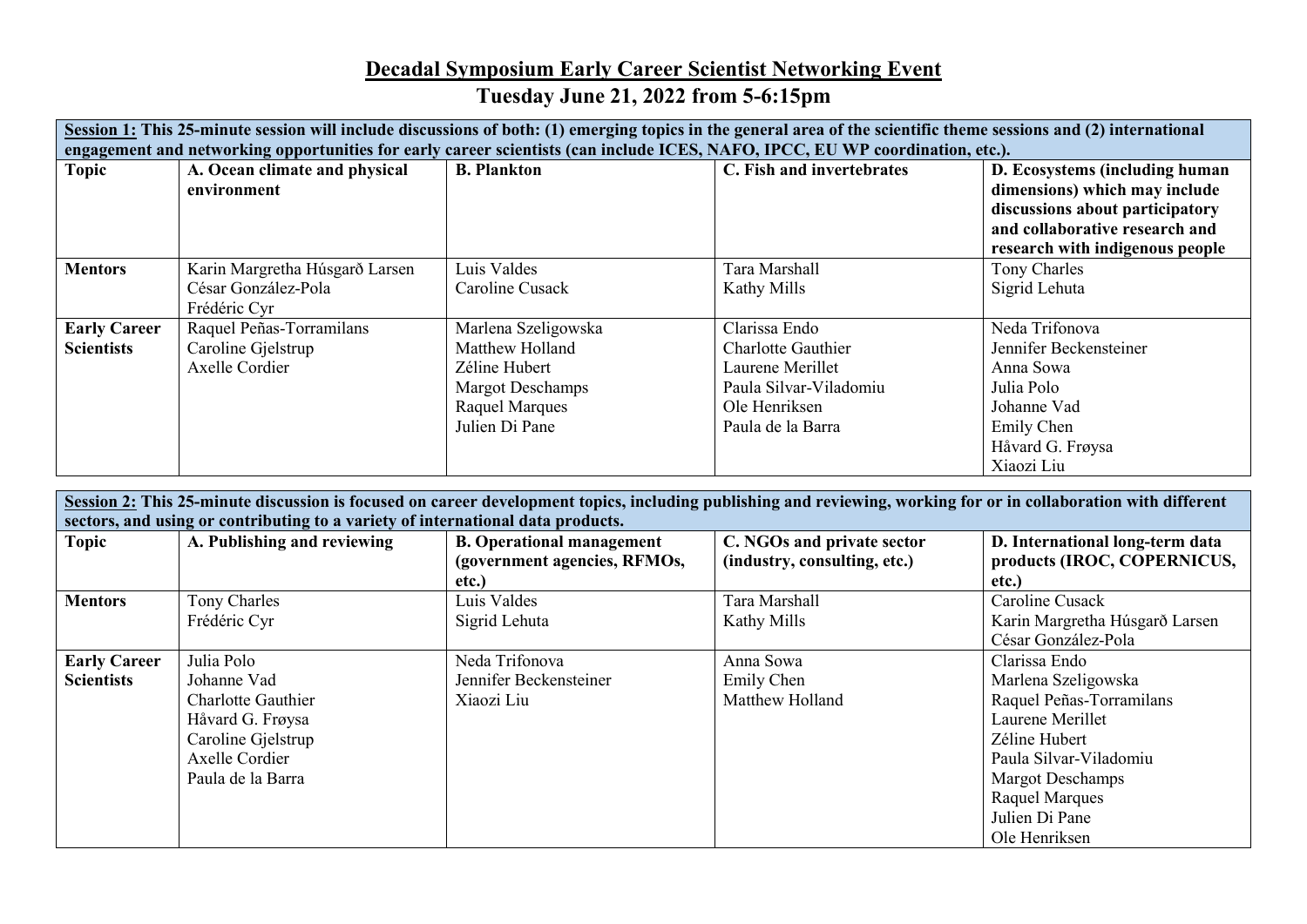# Decadal Symposium Early Career Scientist Networking Event

## Tuesday June 21, 2022 from 5-6:15pm

| **Session 1:** This 25-minute session will include discussions of both: (1) emerging topics in the general area of the scientific theme sessions and (2) international engagement and networking opportunities for early career scientists (can include ICES, NAFO, IPCC, EU WP coordination, etc.). | | | | |
|---|---|---|---|---|
| **Topic** | **A. Ocean climate and physical environment** | **B. Plankton** | **C. Fish and invertebrates** | **D. Ecosystems (including human dimensions) which may include discussions about participatory and collaborative research and research with indigenous people** |
| **Mentors** | Karin Margretha Húsgarð Larsen<br>César González-Pola<br>Frédéric Cyr | Luis Valdes<br>Caroline Cusack | Tara Marshall<br>Kathy Mills | Tony Charles<br>Sigrid Lehuta |
| **Early Career Scientists** | Raquel Peñas-Torramilans<br>Caroline Gjelstrup<br>Axelle Cordier | Marlena Szeligowska<br>Matthew Holland<br>Zéline Hubert<br>Margot Deschamps<br>Raquel Marques<br>Julien Di Pane | Clarissa Endo<br>Charlotte Gauthier<br>Laurene Merillet<br>Paula Silvar-Viladomiu<br>Ole Henriksen<br>Paula de la Barra | Neda Trifonova<br>Jennifer Beckensteiner<br>Anna Sowa<br>Julia Polo<br>Johanne Vad<br>Emily Chen<br>Håvard G. Frøysa<br>Xiaozi Liu |

| **Session 2:** This 25-minute discussion is focused on career development topics, including publishing and reviewing, working for or in collaboration with different sectors, and using or contributing to a variety of international data products. | | | | |
|---|---|---|---|---|
| **Topic** | **A. Publishing and reviewing** | **B. Operational management (government agencies, RFMOs, etc.)** | **C. NGOs and private sector (industry, consulting, etc.)** | **D. International long-term data products (IROC, COPERNICUS, etc.)** |
| **Mentors** | Tony Charles<br>Frédéric Cyr | Luis Valdes<br>Sigrid Lehuta | Tara Marshall<br>Kathy Mills | Caroline Cusack<br>Karin Margretha Húsgarð Larsen<br>César González-Pola |
| **Early Career Scientists** | Julia Polo<br>Johanne Vad<br>Charlotte Gauthier<br>Håvard G. Frøysa<br>Caroline Gjelstrup<br>Axelle Cordier<br>Paula de la Barra | Neda Trifonova<br>Jennifer Beckensteiner<br>Xiaozi Liu | Anna Sowa<br>Emily Chen<br>Matthew Holland | Clarissa Endo<br>Marlena Szeligowska<br>Raquel Peñas-Torramilans<br>Laurene Merillet<br>Zéline Hubert<br>Paula Silvar-Viladomiu<br>Margot Deschamps<br>Raquel Marques<br>Julien Di Pane<br>Ole Henriksen |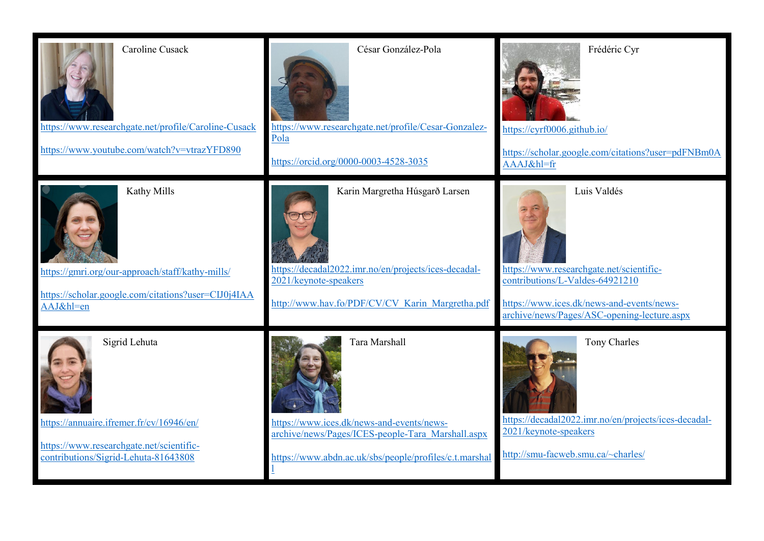| | | |
|---|---|---|
| Caroline Cusack<br><br>https://www.researchgate.net/profile/Caroline-Cusack<br><br>https://www.youtube.com/watch?v=vtrazYFD890 | César González-Pola<br><br>https://www.researchgate.net/profile/Cesar-Gonzalez-Pola<br><br>https://orcid.org/0000-0003-4528-3035 | Frédéric Cyr<br><br>https://cyrf0006.github.io/<br><br>https://scholar.google.com/citations?user=pdFNBm0AAAAJ&hl=fr |
| Kathy Mills<br><br>https://gmri.org/our-approach/staff/kathy-mills/<br><br>https://scholar.google.com/citations?user=CIJ0j4IAAAAJ&hl=en | Karin Margretha Húsgarð Larsen<br><br>https://decadal2022.imr.no/en/projects/ices-decadal-2021/keynote-speakers<br><br>http://www.hav.fo/PDF/CV/CV_Karin_Margretha.pdf | Luis Valdés<br><br>https://www.researchgate.net/scientific-contributions/L-Valdes-64921210<br><br>https://www.ices.dk/news-and-events/news-archive/news/Pages/ASC-opening-lecture.aspx |
| Sigrid Lehuta<br><br>https://annuaire.ifremer.fr/cv/16946/en/<br><br>https://www.researchgate.net/scientific-contributions/Sigrid-Lehuta-81643808 | Tara Marshall<br><br>https://www.ices.dk/news-and-events/news-archive/news/Pages/ICES-people-Tara_Marshall.aspx<br><br>https://www.abdn.ac.uk/sbs/people/profiles/c.t.marshall | Tony Charles<br><br>https://decadal2022.imr.no/en/projects/ices-decadal-2021/keynote-speakers<br><br>http://smu-facweb.smu.ca/~charles/ |